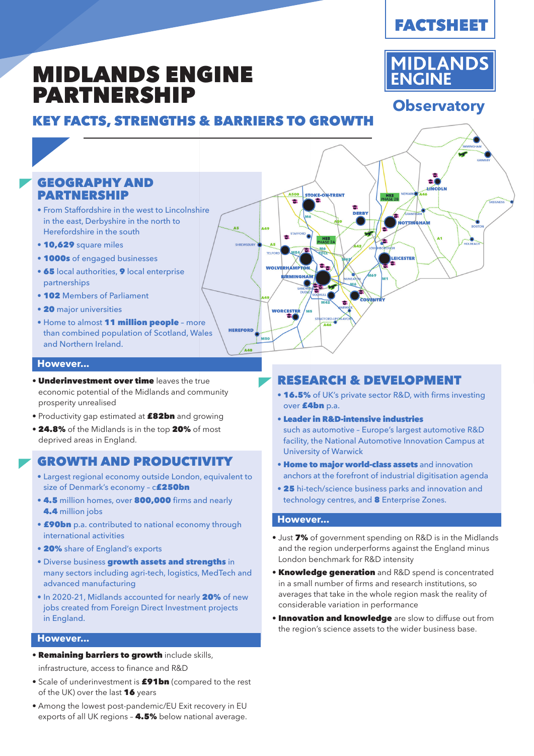FACTSHEET

MIDLANDS ENGINE Observatory

# MIDLANDS ENGINE PARTNERSHIP

## KEY FACTS, STRENGTHS & BARRIERS TO GROWTH

## GEOGRAPHY AND PARTNERSHIP

- From Staffordshire in the west to Lincolnshire in the east, Derbyshire in the north to Herefordshire in the south
- **10,629** square miles
- **1000s** of engaged businesses
- **65** local authorities, **9** local enterprise partnerships
- **102** Members of Parliament
- **20** major universities
- Home to almost **11 million people** – more than combined population of Scotland, Wales and Northern Ireland.

### However...

- **Underinvestment over time** leaves the true economic potential of the Midlands and community prosperity unrealised
- Productivity gap estimated at **£82bn** and growing
- **24.8%** of the Midlands is in the top **20%** of most deprived areas in England.

## GROWTH AND PRODUCTIVITY

- Largest regional economy outside London, equivalent to size of Denmark's economy – c**£250bn**
- **4.5** million homes, over **800,000** firms and nearly **4.4** million jobs
- **£90bn** p.a. contributed to national economy through international activities
- **20%** share of England's exports
- Diverse business **growth assets and strengths** in many sectors including agri-tech, logistics, MedTech and advanced manufacturing
- In 2020-21, Midlands accounted for nearly **20%** of new jobs created from Foreign Direct Investment projects in England.

### However...

- **Remaining barriers to growth** include skills, infrastructure, access to finance and R&D
- Scale of underinvestment is **£91bn** (compared to the rest of the UK) over the last **16** years
- Among the lowest post-pandemic/EU Exit recovery in EU exports of all UK regions – **4.5%** below national average.

## RESEARCH & DEVELOPMENT

- **16.5%** of UK's private sector R&D, with firms investing over **£4bn** p.a.
- **Leader in R&D-intensive industries** such as automotive – Europe's largest automotive R&D facility, the National Automotive Innovation Campus at University of Warwick
- **Home to major world-class assets** and innovation anchors at the forefront of industrial digitisation agenda
- **25** hi-tech/science business parks and innovation and technology centres, and **8** Enterprise Zones.

### However...

- Just **7%** of government spending on R&D is in the Midlands and the region underperforms against the England minus London benchmark for R&D intensity
- **Knowledge generation** and R&D spend is concentrated in a small number of firms and research institutions, so averages that take in the whole region mask the reality of considerable variation in performance
- **Innovation and knowledge** are slow to diffuse out from the region's science assets to the wider business base.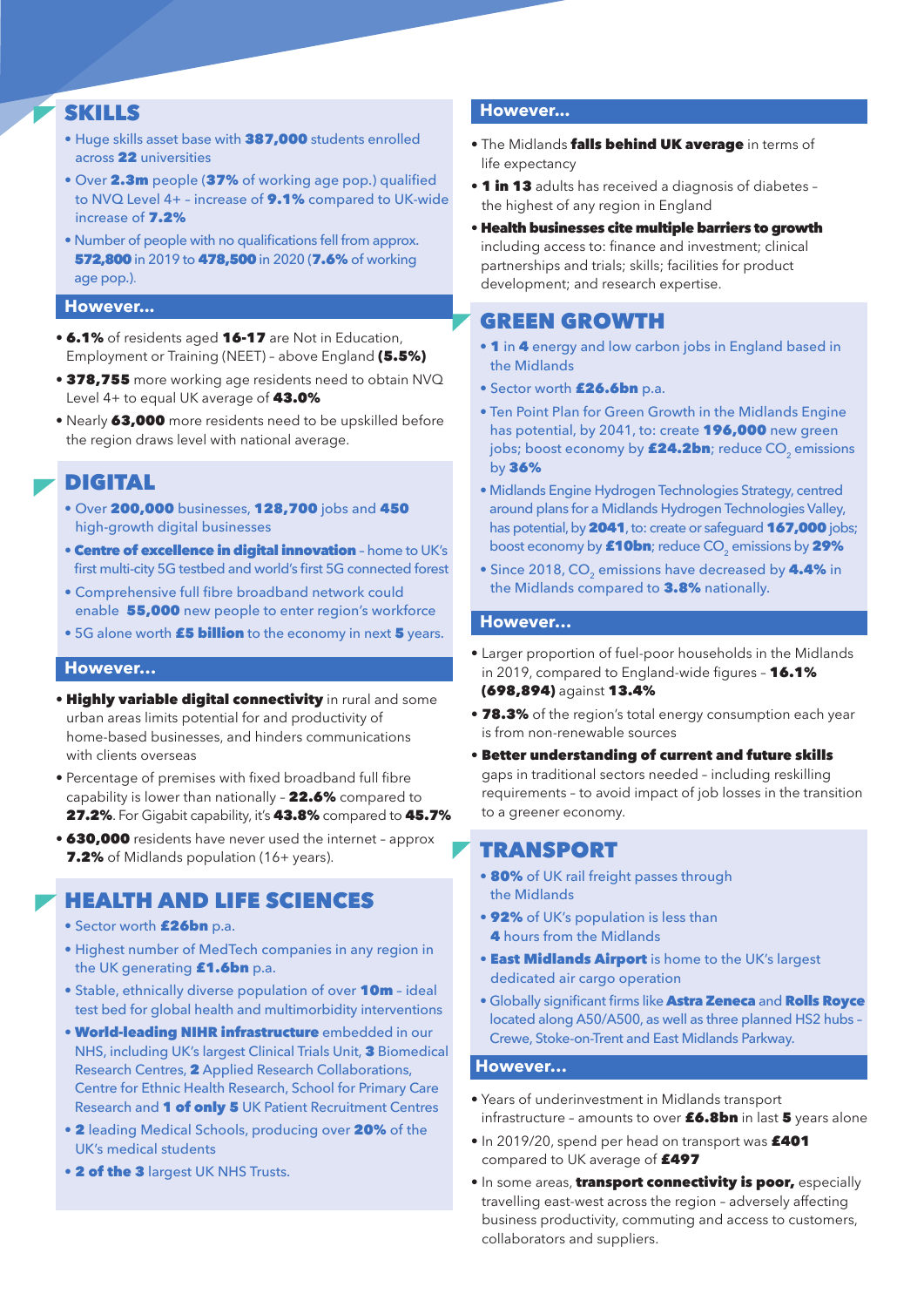## SKILLS

- Huge skills asset base with **387,000** students enrolled across **22** universities
- Over **2.3m** people (**37%** of working age pop.) qualified to NVQ Level 4+ – increase of **9.1%** compared to UK-wide increase of **7.2%**
- Number of people with no qualifications fell from approx. **572,800** in 2019 to **478,500** in 2020 (**7.6%** of working age pop.).

### However...

- **6.1%** of residents aged **16-17** are Not in Education, Employment or Training (NEET) – above England **(5.5%)**
- **378,755** more working age residents need to obtain NVQ Level 4+ to equal UK average of **43.0%**
- Nearly **63,000** more residents need to be upskilled before the region draws level with national average.

## DIGITAL

- Over **200,000** businesses, **128,700** jobs and **450** high-growth digital businesses
- **Centre of excellence in digital innovation** – home to UK's first multi-city 5G testbed and world's first 5G connected forest
- Comprehensive full fibre broadband network could enable **55,000** new people to enter region's workforce
- 5G alone worth **£5 billion** to the economy in next **5** years.

### However...

- **Highly variable digital connectivity** in rural and some urban areas limits potential for and productivity of home-based businesses, and hinders communications with clients overseas
- Percentage of premises with fixed broadband full fibre capability is lower than nationally – **22.6%** compared to **27.2%**. For Gigabit capability, it's **43.8%** compared to **45.7%**
- **630,000** residents have never used the internet – approx **7.2%** of Midlands population (16+ years).

## HEALTH AND LIFE SCIENCES

- Sector worth **£26bn** p.a.
- Highest number of MedTech companies in any region in the UK generating **£1.6bn** p.a.
- Stable, ethnically diverse population of over **10m** – ideal test bed for global health and multimorbidity interventions
- **World-leading NIHR infrastructure** embedded in our NHS, including UK's largest Clinical Trials Unit, **3** Biomedical Research Centres, **2** Applied Research Collaborations, Centre for Ethnic Health Research, School for Primary Care Research and **1 of only 5** UK Patient Recruitment Centres
- **2** leading Medical Schools, producing over **20%** of the UK's medical students
- **2 of the 3** largest UK NHS Trusts.

### However...

- The Midlands **falls behind UK average** in terms of life expectancy
- **1 in 13** adults has received a diagnosis of diabetes – the highest of any region in England
- **Health businesses cite multiple barriers to growth** including access to: finance and investment; clinical partnerships and trials; skills; facilities for product development; and research expertise.

## GREEN GROWTH

- **1** in **4** energy and low carbon jobs in England based in the Midlands
- Sector worth **£26.6bn** p.a.
- Ten Point Plan for Green Growth in the Midlands Engine has potential, by 2041, to: create **196,000** new green jobs; boost economy by **£24.2bn**; reduce $CO_2$ emissions by **36%**
- Midlands Engine Hydrogen Technologies Strategy, centred around plans for a Midlands Hydrogen Technologies Valley, has potential, by **2041**, to: create or safeguard **167,000** jobs; boost economy by **£10bn**; reduce $CO_2$ emissions by **29%**
- Since 2018, $CO_2$ emissions have decreased by **4.4%** in the Midlands compared to **3.8%** nationally.

### However...

- Larger proportion of fuel-poor households in the Midlands in 2019, compared to England-wide figures – **16.1% (698,894)** against **13.4%**
- **78.3%** of the region's total energy consumption each year is from non-renewable sources
- **Better understanding of current and future skills** gaps in traditional sectors needed – including reskilling requirements – to avoid impact of job losses in the transition to a greener economy.

## TRANSPORT

- **80%** of UK rail freight passes through the Midlands
- **92%** of UK's population is less than **4** hours from the Midlands
- **East Midlands Airport** is home to the UK's largest dedicated air cargo operation
- Globally significant firms like **Astra Zeneca** and **Rolls Royce** located along A50/A500, as well as three planned HS2 hubs – Crewe, Stoke-on-Trent and East Midlands Parkway.

### However...

- Years of underinvestment in Midlands transport infrastructure – amounts to over **£6.8bn** in last **5** years alone
- In 2019/20, spend per head on transport was **£401** compared to UK average of **£497**
- In some areas, **transport connectivity is poor,** especially travelling east-west across the region – adversely affecting business productivity, commuting and access to customers, collaborators and suppliers.